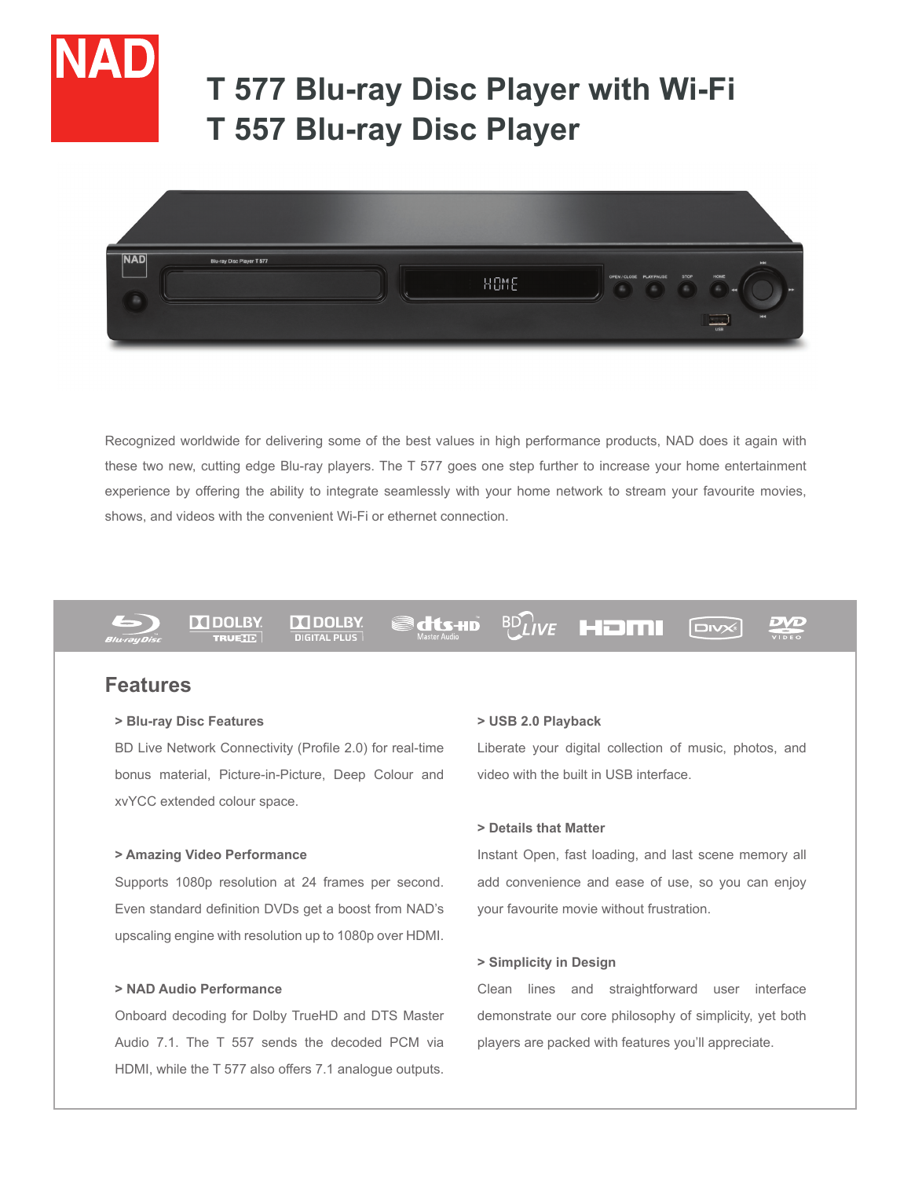# T 577 Blu-ray Disc Player with Wi-Fi
# T 557 Blu-ray Disc Player

Recognized worldwide for delivering some of the best values in high performance products, NAD does it again with these two new, cutting edge Blu-ray players. The T 577 goes one step further to increase your home entertainment experience by offering the ability to integrate seamlessly with your home network to stream your favourite movies, shows, and videos with the convenient Wi-Fi or ethernet connection.

## Features

**> Blu-ray Disc Features**

BD Live Network Connectivity (Profile 2.0) for real-time bonus material, Picture-in-Picture, Deep Colour and xvYCC extended colour space.

**> Amazing Video Performance**

Supports 1080p resolution at 24 frames per second. Even standard definition DVDs get a boost from NAD's upscaling engine with resolution up to 1080p over HDMI.

**> NAD Audio Performance**

Onboard decoding for Dolby TrueHD and DTS Master Audio 7.1. The T 557 sends the decoded PCM via HDMI, while the T 577 also offers 7.1 analogue outputs.

**> USB 2.0 Playback**

Liberate your digital collection of music, photos, and video with the built in USB interface.

**> Details that Matter**

Instant Open, fast loading, and last scene memory all add convenience and ease of use, so you can enjoy your favourite movie without frustration.

**> Simplicity in Design**

Clean lines and straightforward user interface demonstrate our core philosophy of simplicity, yet both players are packed with features you'll appreciate.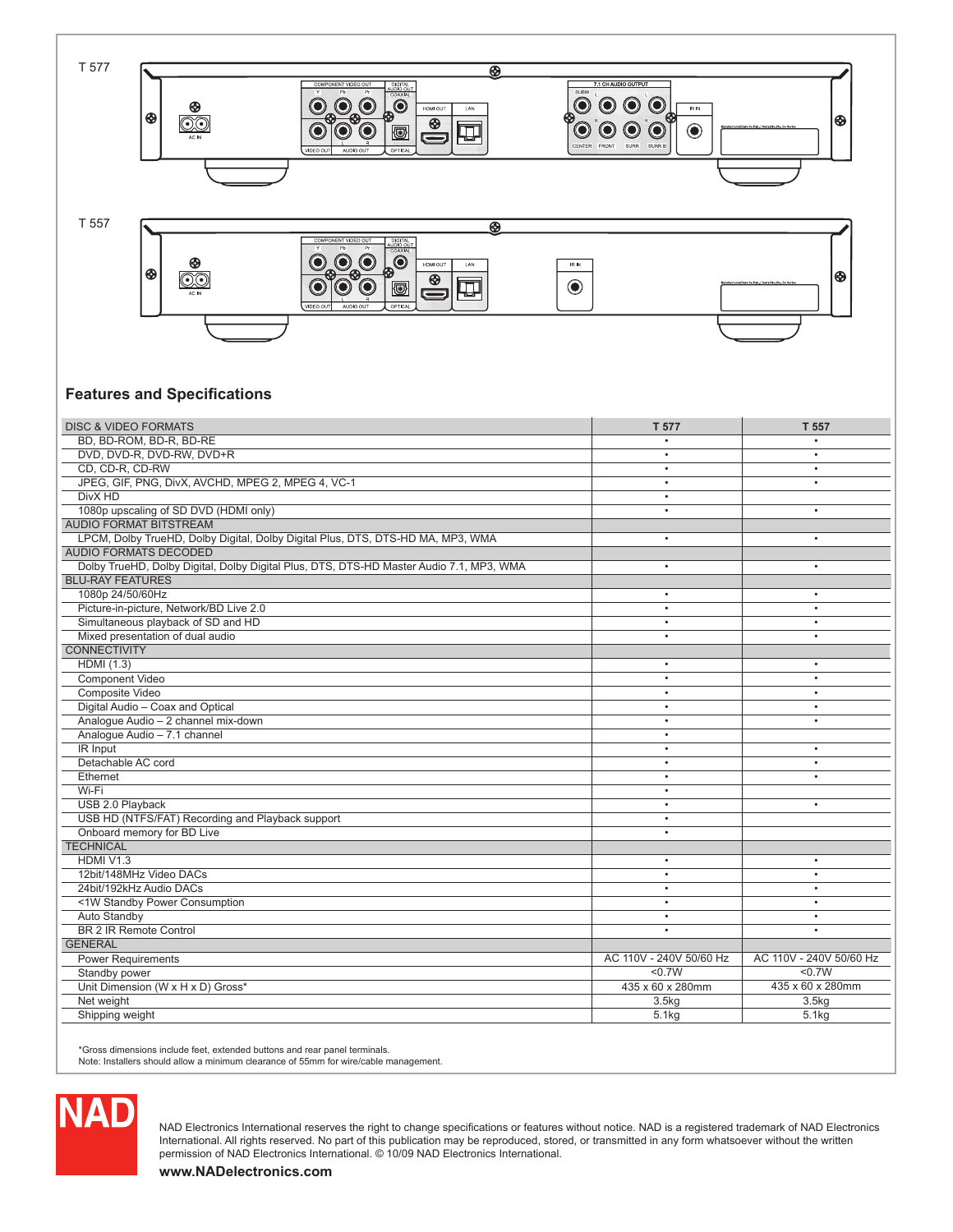T 577

COMPONENT VIDEO OUT Y Pb Pr DIGITAL AUDIO OUT COAXIAL HDMI OUT LAN 7.1 CH AUDIO OUTPUT SUBW L R IR IN AC IN VIDEO OUT AUDIO OUT L R OPTICAL CENTER FRONT SURR SURR B

T 557

COMPONENT VIDEO OUT Y Pb Pr DIGITAL AUDIO OUT COAXIAL HDMI OUT LAN IR IN AC IN VIDEO OUT AUDIO OUT L R OPTICAL

## Features and Specifications

| DISC & VIDEO FORMATS | T 577 | T 557 |
|---|---|---|
| BD, BD-ROM, BD-R, BD-RE | • | • |
| DVD, DVD-R, DVD-RW, DVD+R | • | • |
| CD, CD-R, CD-RW | • | • |
| JPEG, GIF, PNG, DivX, AVCHD, MPEG 2, MPEG 4, VC-1 | • | • |
| DivX HD | • | |
| 1080p upscaling of SD DVD (HDMI only) | • | • |
| AUDIO FORMAT BITSTREAM | | |
| LPCM, Dolby TrueHD, Dolby Digital, Dolby Digital Plus, DTS, DTS-HD MA, MP3, WMA | • | • |
| AUDIO FORMATS DECODED | | |
| Dolby TrueHD, Dolby Digital, Dolby Digital Plus, DTS, DTS-HD Master Audio 7.1, MP3, WMA | • | • |
| BLU-RAY FEATURES | | |
| 1080p 24/50/60Hz | • | • |
| Picture-in-picture, Network/BD Live 2.0 | • | • |
| Simultaneous playback of SD and HD | • | • |
| Mixed presentation of dual audio | • | • |
| CONNECTIVITY | | |
| HDMI (1.3) | • | • |
| Component Video | • | • |
| Composite Video | • | • |
| Digital Audio – Coax and Optical | • | • |
| Analogue Audio – 2 channel mix-down | • | • |
| Analogue Audio – 7.1 channel | • | |
| IR Input | • | • |
| Detachable AC cord | • | • |
| Ethernet | • | • |
| Wi-Fi | • | |
| USB 2.0 Playback | • | • |
| USB HD (NTFS/FAT) Recording and Playback support | • | |
| Onboard memory for BD Live | • | |
| TECHNICAL | | |
| HDMI V1.3 | • | • |
| 12bit/148MHz Video DACs | • | • |
| 24bit/192kHz Audio DACs | • | • |
| <1W Standby Power Consumption | • | • |
| Auto Standby | • | • |
| BR 2 IR Remote Control | • | • |
| GENERAL | | |
| Power Requirements | AC 110V - 240V 50/60 Hz | AC 110V - 240V 50/60 Hz |
| Standby power | <0.7W | <0.7W |
| Unit Dimension (W x H x D) Gross* | 435 x 60 x 280mm | 435 x 60 x 280mm |
| Net weight | 3.5kg | 3.5kg |
| Shipping weight | 5.1kg | 5.1kg |

*Gross dimensions include feet, extended buttons and rear panel terminals.
Note: Installers should allow a minimum clearance of 55mm for wire/cable management.

NAD

NAD Electronics International reserves the right to change specifications or features without notice. NAD is a registered trademark of NAD Electronics International. All rights reserved. No part of this publication may be reproduced, stored, or transmitted in any form whatsoever without the written permission of NAD Electronics International. © 10/09 NAD Electronics International.

**www.NADelectronics.com**